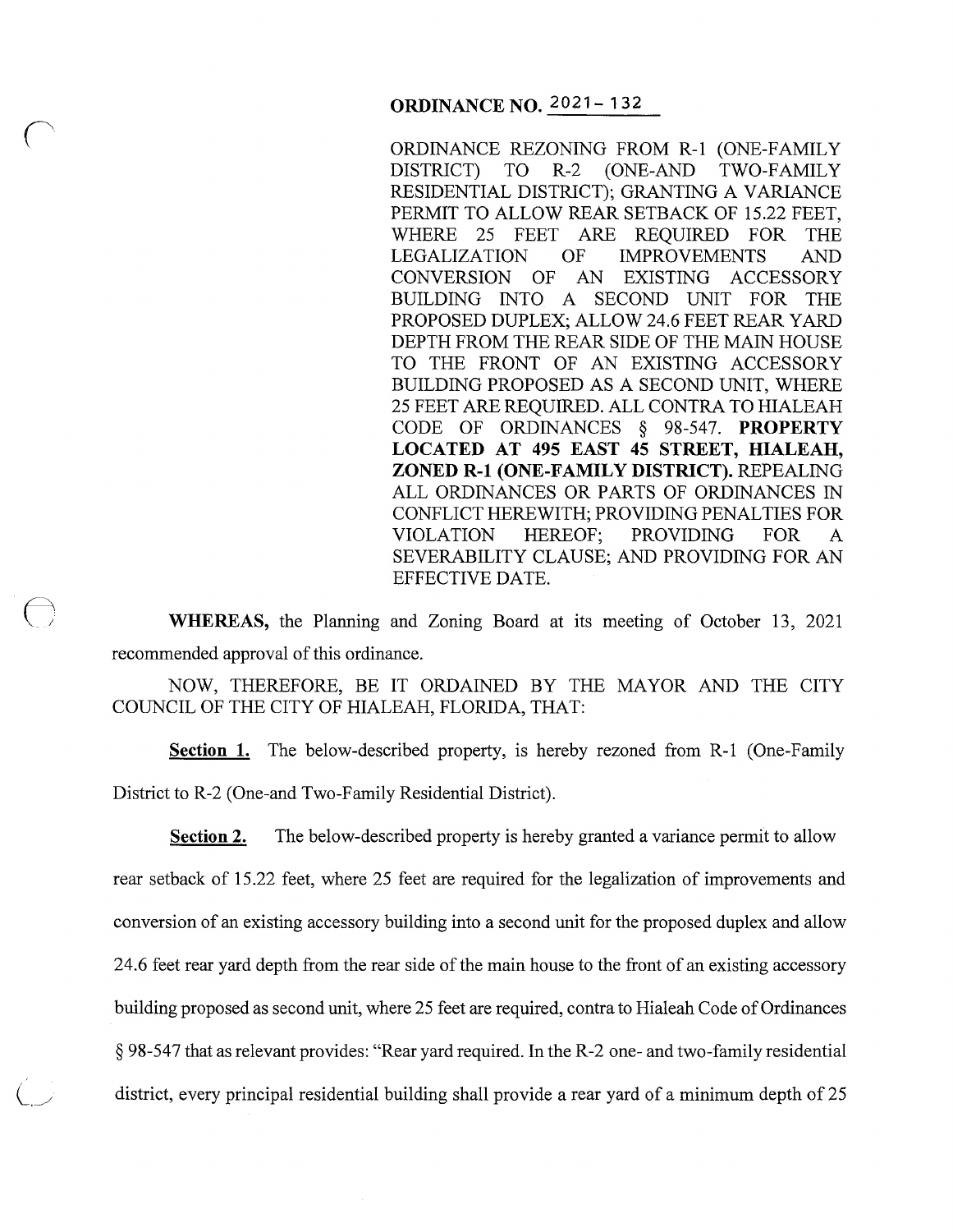# ORDINANCE NO. 2021-132

ORDINANCE REZONING FROM R-1 (ONE-FAMILY DISTRICT) TO R-2 (ONE-AND TWO-FAMILY RESIDENTIAL DISTRICT); GRANTING A VARIANCE PERMIT TO ALLOW REAR SETBACK OF 15.22 FEET, WHERE 25 FEET ARE REQUIRED FOR THE LEGALIZATION OF IMPROVEMENTS AND CONVERSION OF AN EXISTING ACCESSORY BUILDING INTO A SECOND UNIT FOR THE PROPOSED DUPLEX; ALLOW 24.6 FEET REAR YARD DEPTH FROM THE REAR SIDE OF THE MAIN HOUSE TO THE FRONT OF AN EXISTING ACCESSORY BUILDING PROPOSED AS A SECOND UNIT, WHERE 25 FEET ARE REQUIRED. ALL CONTRA TO HIALEAH CODE OF ORDINANCES § 98-547. **PROPERTY LOCATED AT 495 EAST 45 STREET, HIALEAH, ZONED R-1 (ONE-FAMILY DISTRICT).** REPEALING ALL ORDINANCES OR PARTS OF ORDINANCES IN CONFLICT HEREWITH; PROVIDING PENALTIES FOR VIOLATION HEREOF; PROVIDING FOR A SEVERABILITY CLAUSE; AND PROVIDING FOR AN EFFECTIVE DATE.

**WHEREAS,** the Planning and Zoning Board at its meeting of October 13, 2021 recommended approval of this ordinance.

NOW, THEREFORE, BE IT ORDAINED BY THE MAYOR AND THE CITY COUNCIL OF THE CITY OF HIALEAH, FLORIDA, THAT:

**Section 1.** The below-described property, is hereby rezoned from R-1 (One-Family District to R-2 (One-and Two-Family Residential District).

**Section 2.** The below-described property is hereby granted a variance permit to allow rear setback of 15.22 feet, where 25 feet are required for the legalization of improvements and conversion of an existing accessory building into a second unit for the proposed duplex and allow 24.6 feet rear yard depth from the rear side of the main house to the front of an existing accessory building proposed as second unit, where 25 feet are required, contra to Hialeah Code of Ordinances § 98-547 that as relevant provides: "Rear yard required. In the R-2 one- and two-family residential district, every principal residential building shall provide a rear yard of a minimum depth of 25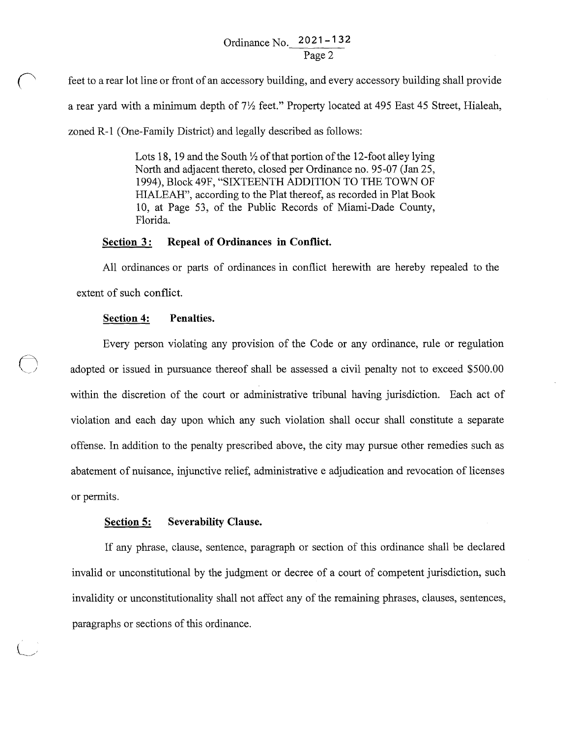feet to a rear lot line or front of an accessory building, and every accessory building shall provide a rear yard with a minimum depth of 7½ feet." Property located at 495 East 45 Street, Hialeah, zoned R-1 (One-Family District) and legally described as follows:

> Lots 18, 19 and the South ½ of that portion of the 12-foot alley lying North and adjacent thereto, closed per Ordinance no. 95-07 (Jan 25, 1994), Block 49F, "SIXTEENTH ADDITION TO THE TOWN OF HIALEAH", according to the Plat thereof, as recorded in Plat Book 10, at Page 53, of the Public Records of Miami-Dade County, Florida.

**Section 3: Repeal of Ordinances in Conflict.**

All ordinances or parts of ordinances in conflict herewith are hereby repealed to the extent of such conflict.

**Section 4: Penalties.**

Every person violating any provision of the Code or any ordinance, rule or regulation adopted or issued in pursuance thereof shall be assessed a civil penalty not to exceed $500.00 within the discretion of the court or administrative tribunal having jurisdiction. Each act of violation and each day upon which any such violation shall occur shall constitute a separate offense. In addition to the penalty prescribed above, the city may pursue other remedies such as abatement of nuisance, injunctive relief, administrative e adjudication and revocation of licenses or permits.

**Section 5: Severability Clause.**

If any phrase, clause, sentence, paragraph or section of this ordinance shall be declared invalid or unconstitutional by the judgment or decree of a court of competent jurisdiction, such invalidity or unconstitutionality shall not affect any of the remaining phrases, clauses, sentences, paragraphs or sections of this ordinance.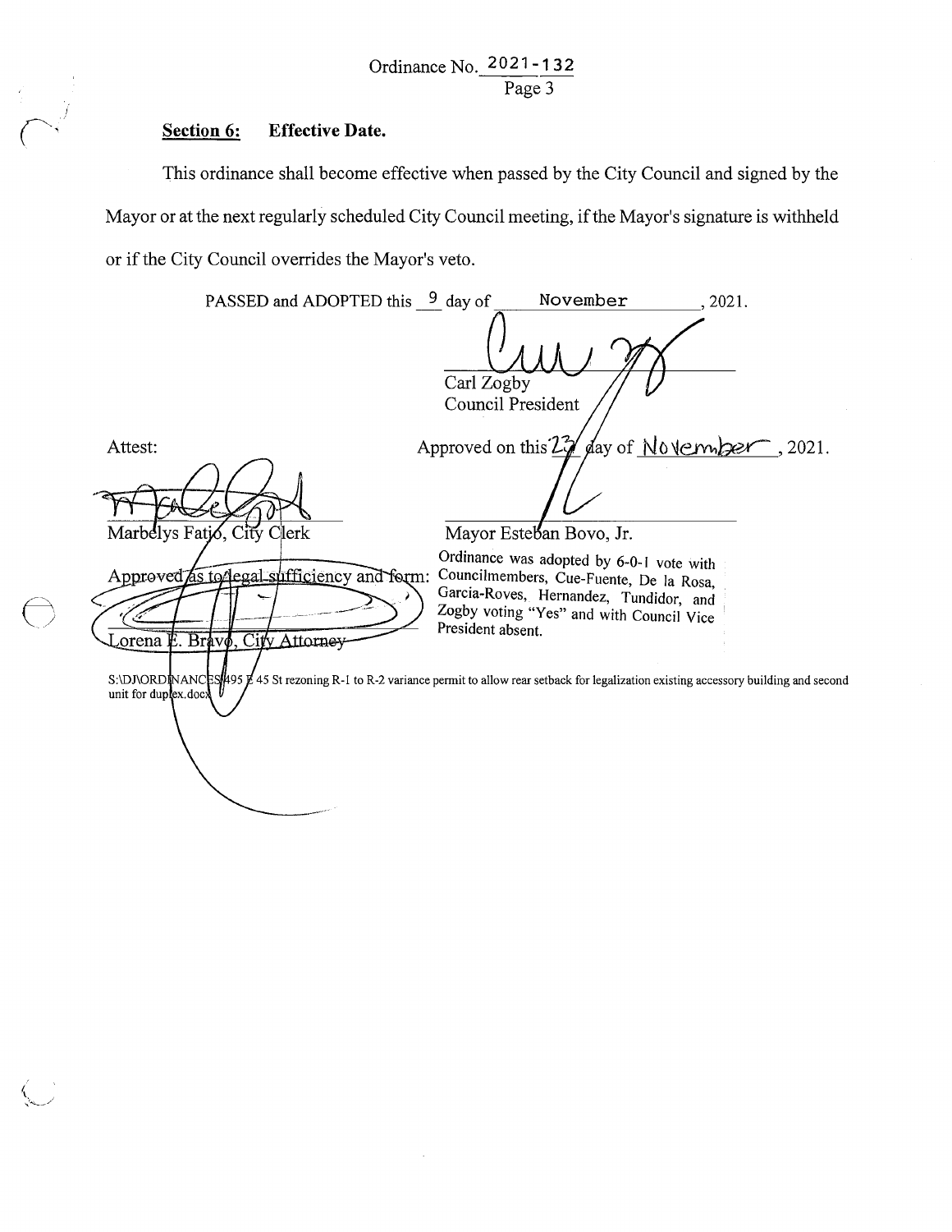Ordinance No. 2021-132

Page 3

**Section 6: Effective Date.**

This ordinance shall become effective when passed by the City Council and signed by the Mayor or at the next regularly scheduled City Council meeting, if the Mayor's signature is withheld or if the City Council overrides the Mayor's veto.

PASSED and ADOPTED this 9 day of November, 2021.

Carl Zogby
Council President

Approved on this 23 day of November, 2021.

Attest:

Marbelys Fatjo, City Clerk

Mayor Esteban Bovo, Jr.

Approved as to legal sufficiency and form:

Lorena E. Bravo, City Attorney

Ordinance was adopted by 6-0-1 vote with Councilmembers, Cue-Fuente, De la Rosa, Garcia-Roves, Hernandez, Tundidor, and Zogby voting "Yes" and with Council Vice President absent.

S:\DJ\ORDINANCES\495 E 45 St rezoning R-1 to R-2 variance permit to allow rear setback for legalization existing accessory building and second unit for duplex.docx